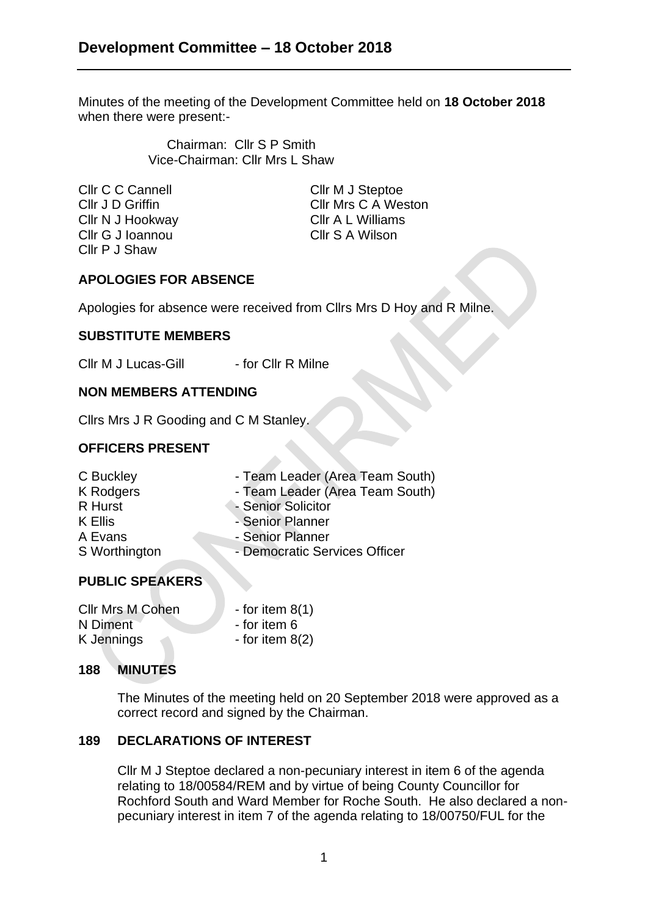# Development Committee – 18 October 2018

Minutes of the meeting of the Development Committee held on **18 October 2018** when there were present:-

Chairman: Cllr S P Smith
Vice-Chairman: Cllr Mrs L Shaw

Cllr C C Cannell
Cllr J D Griffin
Cllr N J Hookway
Cllr G J Ioannou
Cllr P J Shaw
Cllr M J Steptoe
Cllr Mrs C A Weston
Cllr A L Williams
Cllr S A Wilson

## APOLOGIES FOR ABSENCE

Apologies for absence were received from Cllrs Mrs D Hoy and R Milne.

## SUBSTITUTE MEMBERS

Cllr M J Lucas-Gill - for Cllr R Milne

## NON MEMBERS ATTENDING

Cllrs Mrs J R Gooding and C M Stanley.

## OFFICERS PRESENT

| | |
|---|---|
| C Buckley | - Team Leader (Area Team South) |
| K Rodgers | - Team Leader (Area Team South) |
| R Hurst | - Senior Solicitor |
| K Ellis | - Senior Planner |
| A Evans | - Senior Planner |
| S Worthington | - Democratic Services Officer |

## PUBLIC SPEAKERS

| | |
|---|---|
| Cllr Mrs M Cohen | - for item 8(1) |
| N Diment | - for item 6 |
| K Jennings | - for item 8(2) |

## 188 MINUTES

The Minutes of the meeting held on 20 September 2018 were approved as a correct record and signed by the Chairman.

## 189 DECLARATIONS OF INTEREST

Cllr M J Steptoe declared a non-pecuniary interest in item 6 of the agenda relating to 18/00584/REM and by virtue of being County Councillor for Rochford South and Ward Member for Roche South. He also declared a non-pecuniary interest in item 7 of the agenda relating to 18/00750/FUL for the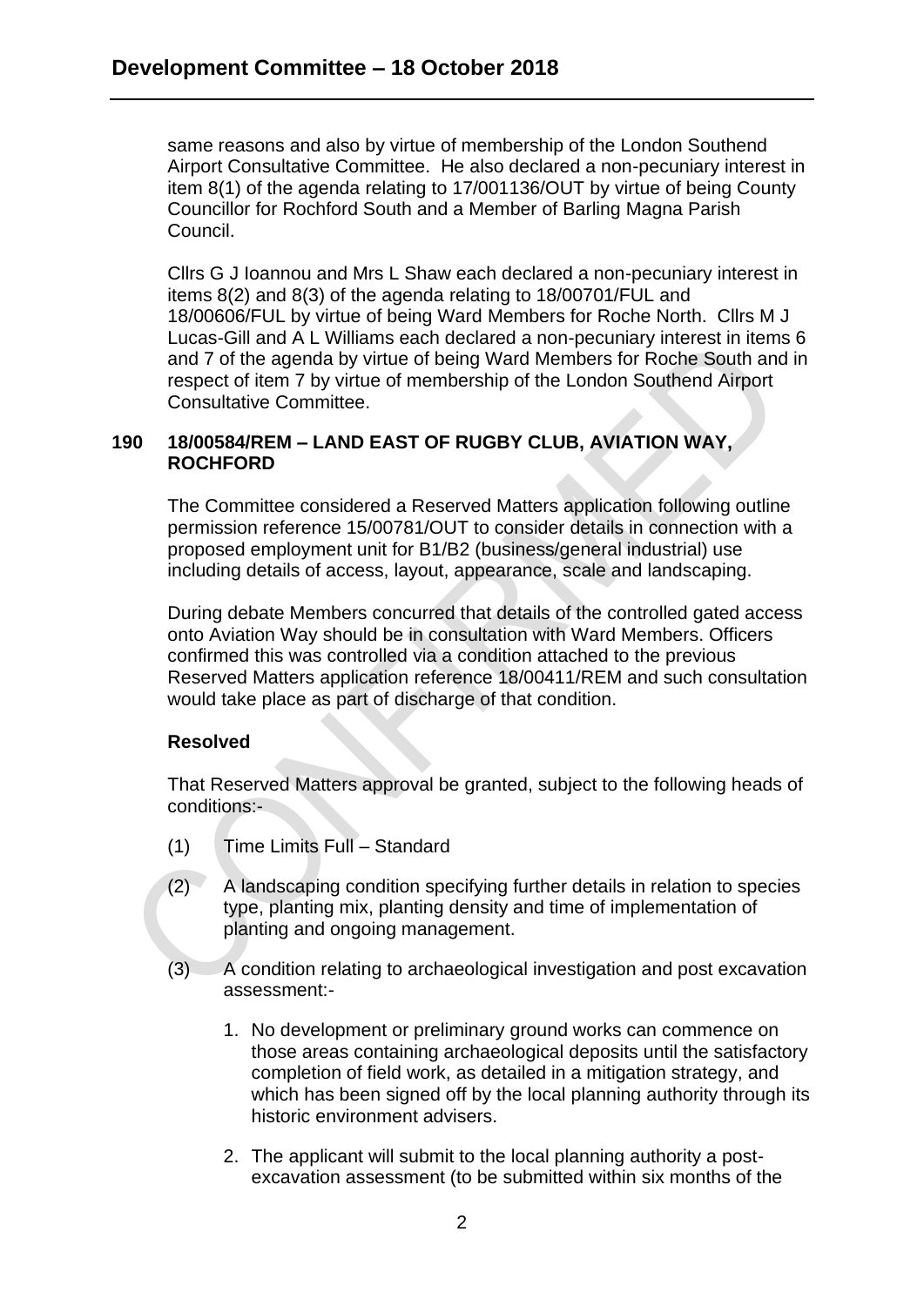same reasons and also by virtue of membership of the London Southend Airport Consultative Committee. He also declared a non-pecuniary interest in item 8(1) of the agenda relating to 17/001136/OUT by virtue of being County Councillor for Rochford South and a Member of Barling Magna Parish Council.

Cllrs G J Ioannou and Mrs L Shaw each declared a non-pecuniary interest in items 8(2) and 8(3) of the agenda relating to 18/00701/FUL and 18/00606/FUL by virtue of being Ward Members for Roche North. Cllrs M J Lucas-Gill and A L Williams each declared a non-pecuniary interest in items 6 and 7 of the agenda by virtue of being Ward Members for Roche South and in respect of item 7 by virtue of membership of the London Southend Airport Consultative Committee.

## 190 18/00584/REM – LAND EAST OF RUGBY CLUB, AVIATION WAY, ROCHFORD

The Committee considered a Reserved Matters application following outline permission reference 15/00781/OUT to consider details in connection with a proposed employment unit for B1/B2 (business/general industrial) use including details of access, layout, appearance, scale and landscaping.

During debate Members concurred that details of the controlled gated access onto Aviation Way should be in consultation with Ward Members. Officers confirmed this was controlled via a condition attached to the previous Reserved Matters application reference 18/00411/REM and such consultation would take place as part of discharge of that condition.

**Resolved**

That Reserved Matters approval be granted, subject to the following heads of conditions:-

(1) Time Limits Full – Standard

(2) A landscaping condition specifying further details in relation to species type, planting mix, planting density and time of implementation of planting and ongoing management.

(3) A condition relating to archaeological investigation and post excavation assessment:-

1. No development or preliminary ground works can commence on those areas containing archaeological deposits until the satisfactory completion of field work, as detailed in a mitigation strategy, and which has been signed off by the local planning authority through its historic environment advisers.

2. The applicant will submit to the local planning authority a post-excavation assessment (to be submitted within six months of the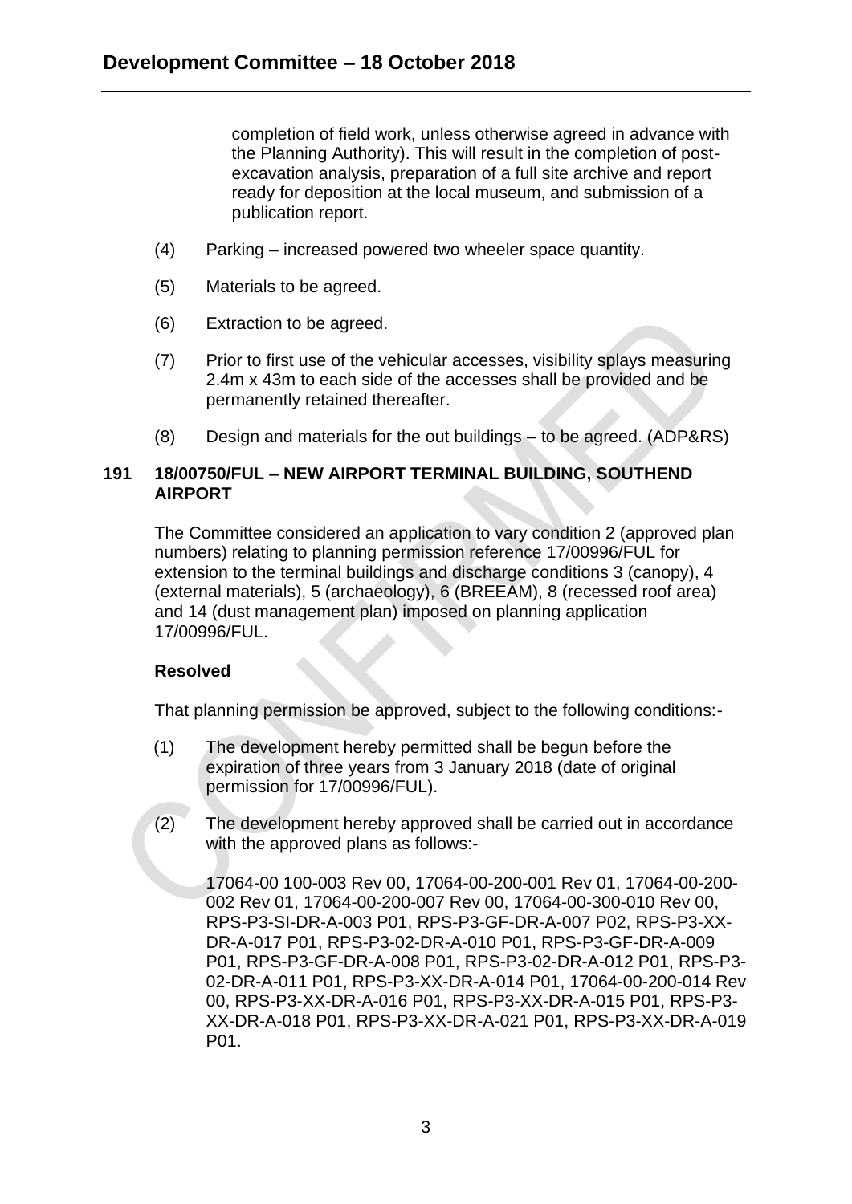completion of field work, unless otherwise agreed in advance with the Planning Authority). This will result in the completion of post-excavation analysis, preparation of a full site archive and report ready for deposition at the local museum, and submission of a publication report.

(4) Parking – increased powered two wheeler space quantity.

(5) Materials to be agreed.

(6) Extraction to be agreed.

(7) Prior to first use of the vehicular accesses, visibility splays measuring 2.4m x 43m to each side of the accesses shall be provided and be permanently retained thereafter.

(8) Design and materials for the out buildings – to be agreed. (ADP&RS)

## 191 18/00750/FUL – NEW AIRPORT TERMINAL BUILDING, SOUTHEND AIRPORT

The Committee considered an application to vary condition 2 (approved plan numbers) relating to planning permission reference 17/00996/FUL for extension to the terminal buildings and discharge conditions 3 (canopy), 4 (external materials), 5 (archaeology), 6 (BREEAM), 8 (recessed roof area) and 14 (dust management plan) imposed on planning application 17/00996/FUL.

**Resolved**

That planning permission be approved, subject to the following conditions:-

(1) The development hereby permitted shall be begun before the expiration of three years from 3 January 2018 (date of original permission for 17/00996/FUL).

(2) The development hereby approved shall be carried out in accordance with the approved plans as follows:-

17064-00 100-003 Rev 00, 17064-00-200-001 Rev 01, 17064-00-200-002 Rev 01, 17064-00-200-007 Rev 00, 17064-00-300-010 Rev 00, RPS-P3-SI-DR-A-003 P01, RPS-P3-GF-DR-A-007 P02, RPS-P3-XX-DR-A-017 P01, RPS-P3-02-DR-A-010 P01, RPS-P3-GF-DR-A-009 P01, RPS-P3-GF-DR-A-008 P01, RPS-P3-02-DR-A-012 P01, RPS-P3-02-DR-A-011 P01, RPS-P3-XX-DR-A-014 P01, 17064-00-200-014 Rev 00, RPS-P3-XX-DR-A-016 P01, RPS-P3-XX-DR-A-015 P01, RPS-P3-XX-DR-A-018 P01, RPS-P3-XX-DR-A-021 P01, RPS-P3-XX-DR-A-019 P01.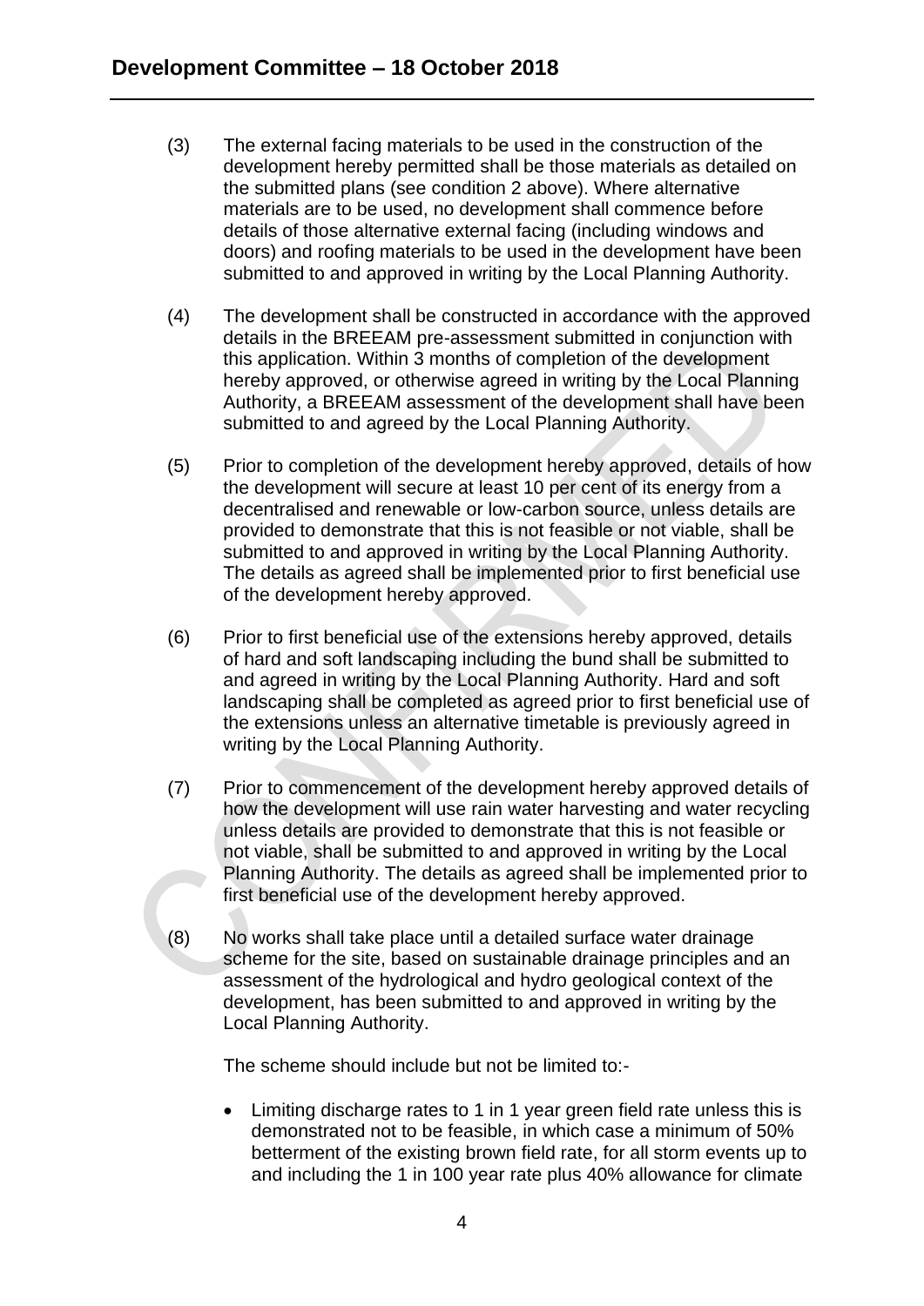(3) The external facing materials to be used in the construction of the development hereby permitted shall be those materials as detailed on the submitted plans (see condition 2 above). Where alternative materials are to be used, no development shall commence before details of those alternative external facing (including windows and doors) and roofing materials to be used in the development have been submitted to and approved in writing by the Local Planning Authority.

(4) The development shall be constructed in accordance with the approved details in the BREEAM pre-assessment submitted in conjunction with this application. Within 3 months of completion of the development hereby approved, or otherwise agreed in writing by the Local Planning Authority, a BREEAM assessment of the development shall have been submitted to and agreed by the Local Planning Authority.

(5) Prior to completion of the development hereby approved, details of how the development will secure at least 10 per cent of its energy from a decentralised and renewable or low-carbon source, unless details are provided to demonstrate that this is not feasible or not viable, shall be submitted to and approved in writing by the Local Planning Authority. The details as agreed shall be implemented prior to first beneficial use of the development hereby approved.

(6) Prior to first beneficial use of the extensions hereby approved, details of hard and soft landscaping including the bund shall be submitted to and agreed in writing by the Local Planning Authority. Hard and soft landscaping shall be completed as agreed prior to first beneficial use of the extensions unless an alternative timetable is previously agreed in writing by the Local Planning Authority.

(7) Prior to commencement of the development hereby approved details of how the development will use rain water harvesting and water recycling unless details are provided to demonstrate that this is not feasible or not viable, shall be submitted to and approved in writing by the Local Planning Authority. The details as agreed shall be implemented prior to first beneficial use of the development hereby approved.

(8) No works shall take place until a detailed surface water drainage scheme for the site, based on sustainable drainage principles and an assessment of the hydrological and hydro geological context of the development, has been submitted to and approved in writing by the Local Planning Authority.

The scheme should include but not be limited to:-

- Limiting discharge rates to 1 in 1 year green field rate unless this is demonstrated not to be feasible, in which case a minimum of 50% betterment of the existing brown field rate, for all storm events up to and including the 1 in 100 year rate plus 40% allowance for climate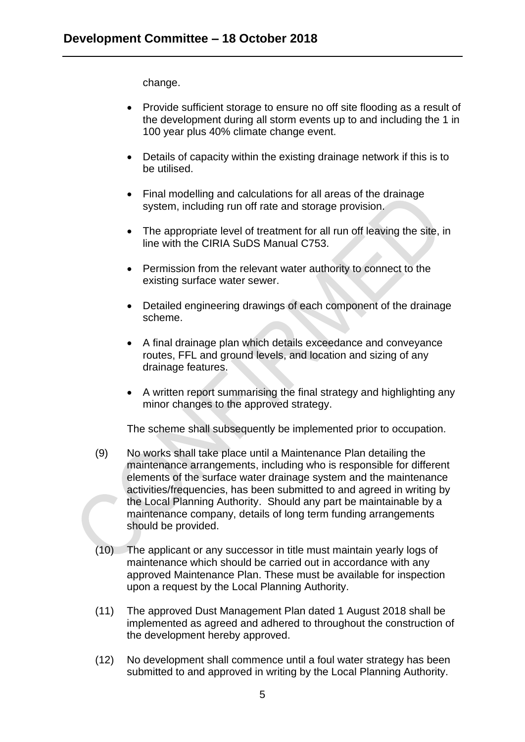change.

- Provide sufficient storage to ensure no off site flooding as a result of the development during all storm events up to and including the 1 in 100 year plus 40% climate change event.
- Details of capacity within the existing drainage network if this is to be utilised.
- Final modelling and calculations for all areas of the drainage system, including run off rate and storage provision.
- The appropriate level of treatment for all run off leaving the site, in line with the CIRIA SuDS Manual C753.
- Permission from the relevant water authority to connect to the existing surface water sewer.
- Detailed engineering drawings of each component of the drainage scheme.
- A final drainage plan which details exceedance and conveyance routes, FFL and ground levels, and location and sizing of any drainage features.
- A written report summarising the final strategy and highlighting any minor changes to the approved strategy.

The scheme shall subsequently be implemented prior to occupation.

(9) No works shall take place until a Maintenance Plan detailing the maintenance arrangements, including who is responsible for different elements of the surface water drainage system and the maintenance activities/frequencies, has been submitted to and agreed in writing by the Local Planning Authority. Should any part be maintainable by a maintenance company, details of long term funding arrangements should be provided.

(10) The applicant or any successor in title must maintain yearly logs of maintenance which should be carried out in accordance with any approved Maintenance Plan. These must be available for inspection upon a request by the Local Planning Authority.

(11) The approved Dust Management Plan dated 1 August 2018 shall be implemented as agreed and adhered to throughout the construction of the development hereby approved.

(12) No development shall commence until a foul water strategy has been submitted to and approved in writing by the Local Planning Authority.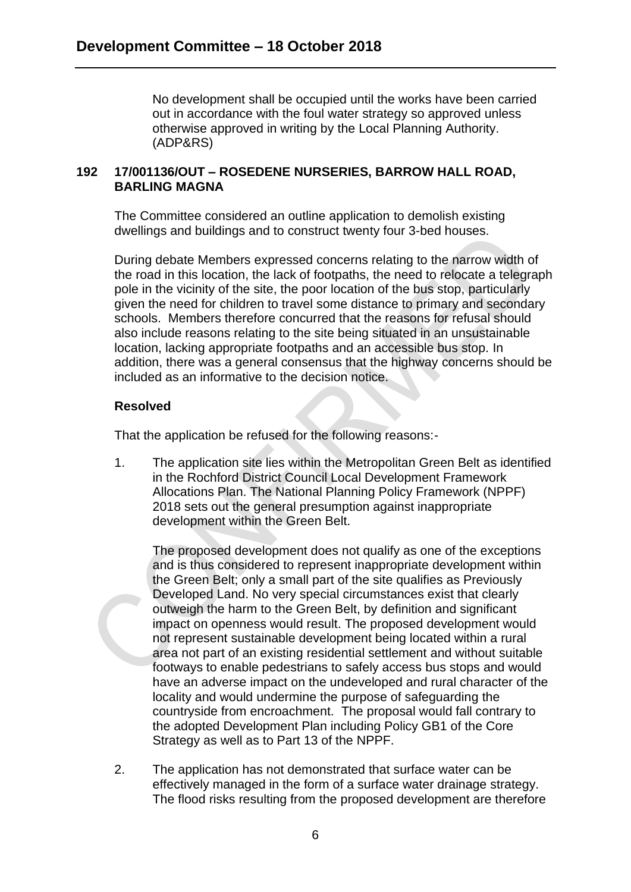No development shall be occupied until the works have been carried out in accordance with the foul water strategy so approved unless otherwise approved in writing by the Local Planning Authority. (ADP&RS)

**192 17/001136/OUT – ROSEDENE NURSERIES, BARROW HALL ROAD, BARLING MAGNA**

The Committee considered an outline application to demolish existing dwellings and buildings and to construct twenty four 3-bed houses.

During debate Members expressed concerns relating to the narrow width of the road in this location, the lack of footpaths, the need to relocate a telegraph pole in the vicinity of the site, the poor location of the bus stop, particularly given the need for children to travel some distance to primary and secondary schools. Members therefore concurred that the reasons for refusal should also include reasons relating to the site being situated in an unsustainable location, lacking appropriate footpaths and an accessible bus stop. In addition, there was a general consensus that the highway concerns should be included as an informative to the decision notice.

**Resolved**

That the application be refused for the following reasons:-

1. The application site lies within the Metropolitan Green Belt as identified in the Rochford District Council Local Development Framework Allocations Plan. The National Planning Policy Framework (NPPF) 2018 sets out the general presumption against inappropriate development within the Green Belt.

   The proposed development does not qualify as one of the exceptions and is thus considered to represent inappropriate development within the Green Belt; only a small part of the site qualifies as Previously Developed Land. No very special circumstances exist that clearly outweigh the harm to the Green Belt, by definition and significant impact on openness would result. The proposed development would not represent sustainable development being located within a rural area not part of an existing residential settlement and without suitable footways to enable pedestrians to safely access bus stops and would have an adverse impact on the undeveloped and rural character of the locality and would undermine the purpose of safeguarding the countryside from encroachment. The proposal would fall contrary to the adopted Development Plan including Policy GB1 of the Core Strategy as well as to Part 13 of the NPPF.

2. The application has not demonstrated that surface water can be effectively managed in the form of a surface water drainage strategy. The flood risks resulting from the proposed development are therefore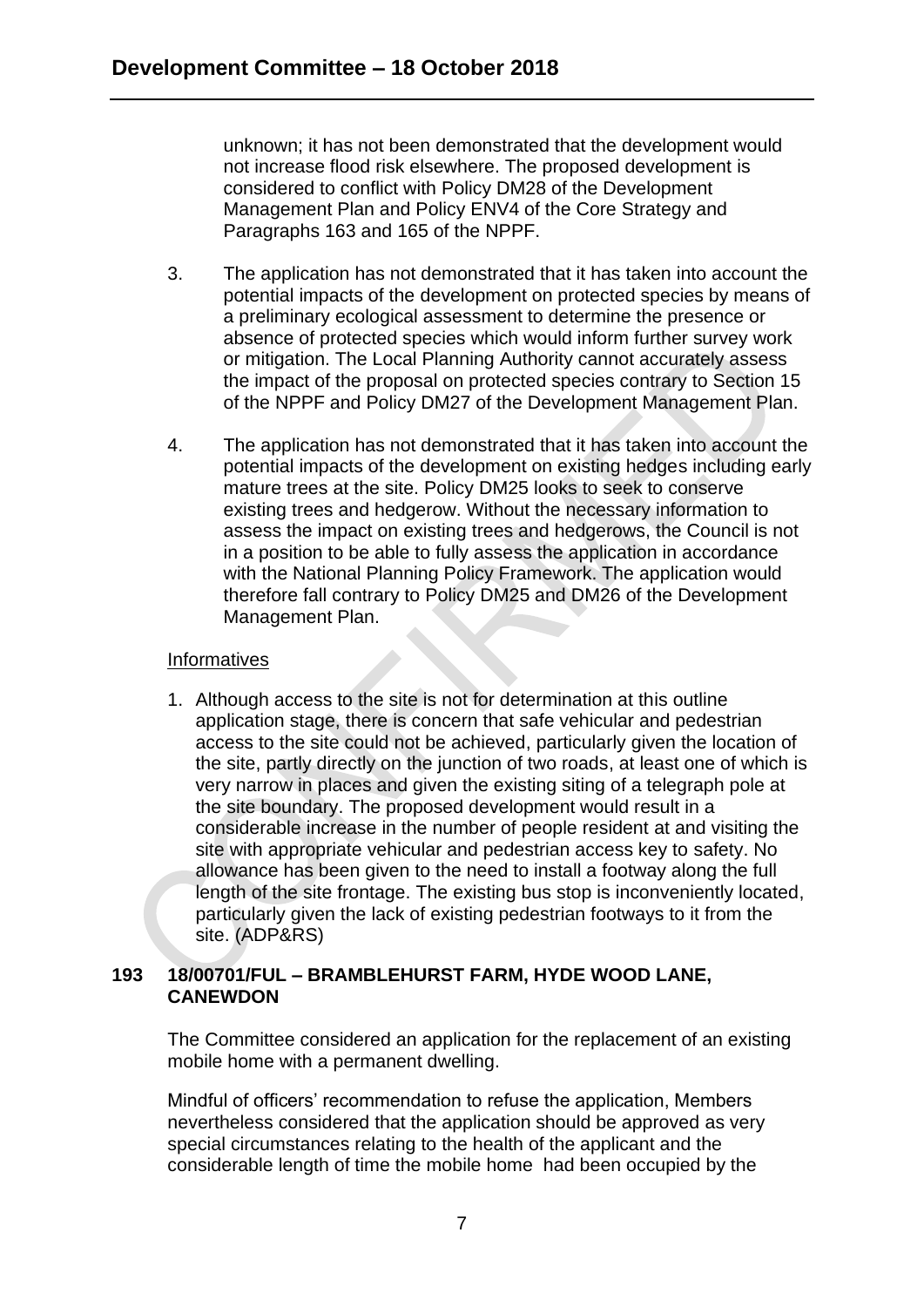unknown; it has not been demonstrated that the development would not increase flood risk elsewhere. The proposed development is considered to conflict with Policy DM28 of the Development Management Plan and Policy ENV4 of the Core Strategy and Paragraphs 163 and 165 of the NPPF.

3. The application has not demonstrated that it has taken into account the potential impacts of the development on protected species by means of a preliminary ecological assessment to determine the presence or absence of protected species which would inform further survey work or mitigation. The Local Planning Authority cannot accurately assess the impact of the proposal on protected species contrary to Section 15 of the NPPF and Policy DM27 of the Development Management Plan.

4. The application has not demonstrated that it has taken into account the potential impacts of the development on existing hedges including early mature trees at the site. Policy DM25 looks to seek to conserve existing trees and hedgerow. Without the necessary information to assess the impact on existing trees and hedgerows, the Council is not in a position to be able to fully assess the application in accordance with the National Planning Policy Framework. The application would therefore fall contrary to Policy DM25 and DM26 of the Development Management Plan.

Informatives

1. Although access to the site is not for determination at this outline application stage, there is concern that safe vehicular and pedestrian access to the site could not be achieved, particularly given the location of the site, partly directly on the junction of two roads, at least one of which is very narrow in places and given the existing siting of a telegraph pole at the site boundary. The proposed development would result in a considerable increase in the number of people resident at and visiting the site with appropriate vehicular and pedestrian access key to safety. No allowance has been given to the need to install a footway along the full length of the site frontage. The existing bus stop is inconveniently located, particularly given the lack of existing pedestrian footways to it from the site. (ADP&RS)

## 193 18/00701/FUL – BRAMBLEHURST FARM, HYDE WOOD LANE, CANEWDON

The Committee considered an application for the replacement of an existing mobile home with a permanent dwelling.

Mindful of officers' recommendation to refuse the application, Members nevertheless considered that the application should be approved as very special circumstances relating to the health of the applicant and the considerable length of time the mobile home had been occupied by the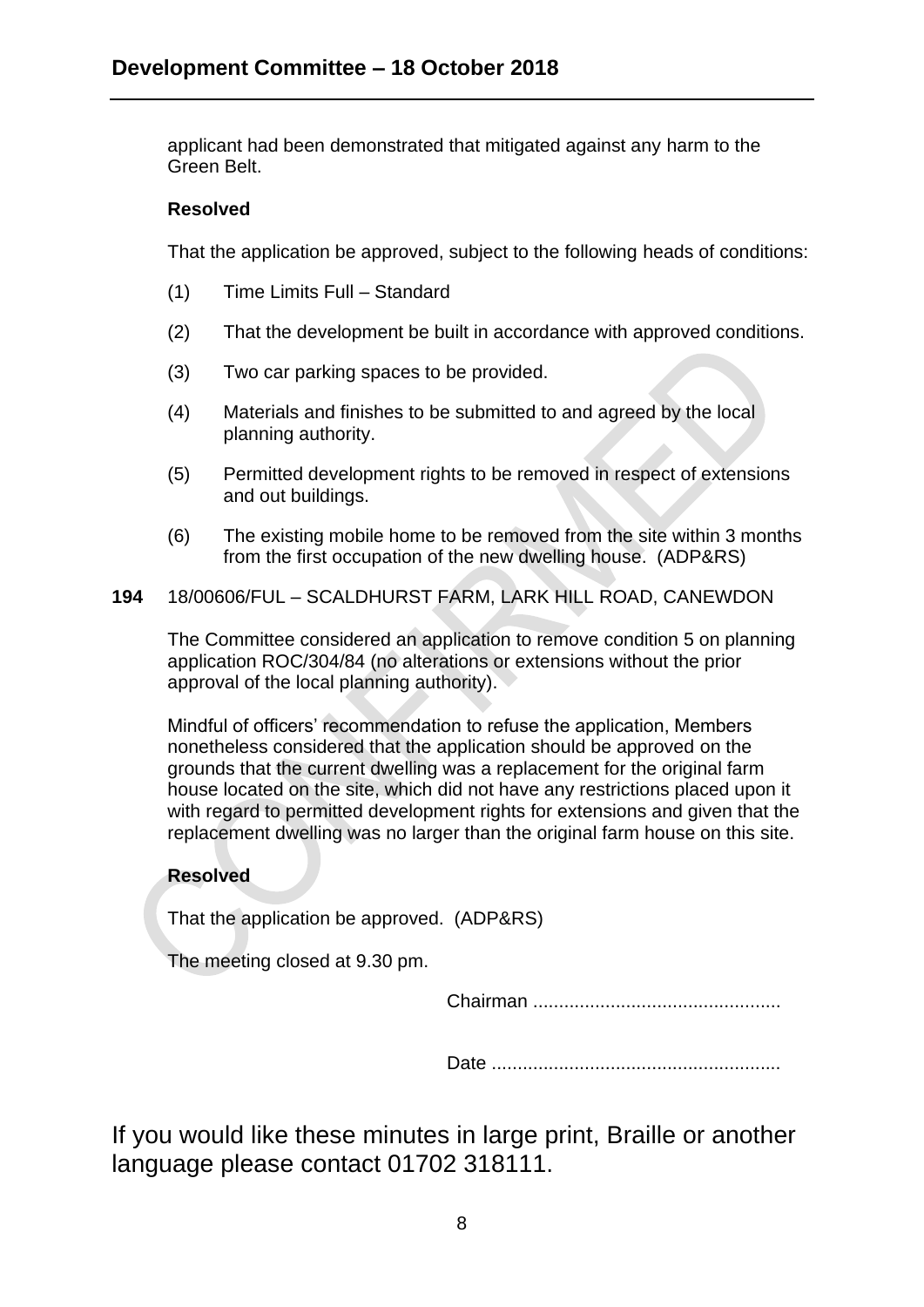applicant had been demonstrated that mitigated against any harm to the Green Belt.

**Resolved**

That the application be approved, subject to the following heads of conditions:

(1) Time Limits Full – Standard

(2) That the development be built in accordance with approved conditions.

(3) Two car parking spaces to be provided.

(4) Materials and finishes to be submitted to and agreed by the local planning authority.

(5) Permitted development rights to be removed in respect of extensions and out buildings.

(6) The existing mobile home to be removed from the site within 3 months from the first occupation of the new dwelling house. (ADP&RS)

**194** 18/00606/FUL – SCALDHURST FARM, LARK HILL ROAD, CANEWDON

The Committee considered an application to remove condition 5 on planning application ROC/304/84 (no alterations or extensions without the prior approval of the local planning authority).

Mindful of officers' recommendation to refuse the application, Members nonetheless considered that the application should be approved on the grounds that the current dwelling was a replacement for the original farm house located on the site, which did not have any restrictions placed upon it with regard to permitted development rights for extensions and given that the replacement dwelling was no larger than the original farm house on this site.

**Resolved**

That the application be approved. (ADP&RS)

The meeting closed at 9.30 pm.

Chairman ...............................................

Date .......................................................

If you would like these minutes in large print, Braille or another language please contact 01702 318111.